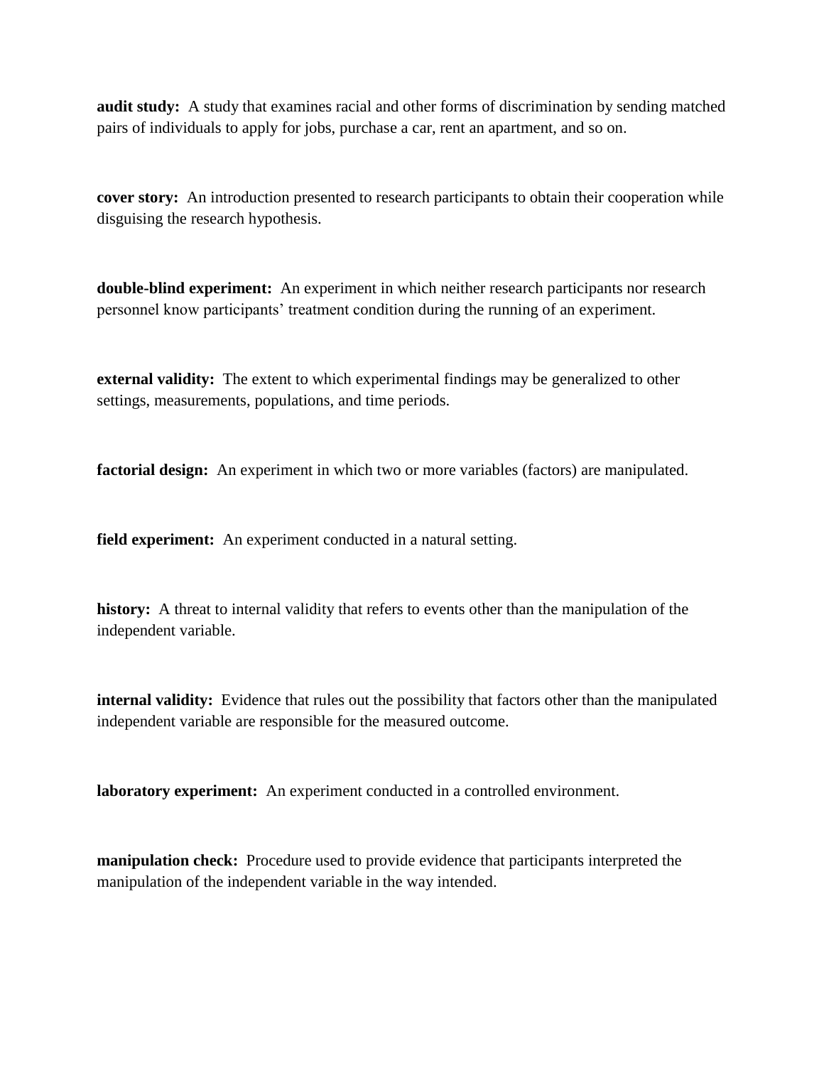**audit study:** A study that examines racial and other forms of discrimination by sending matched pairs of individuals to apply for jobs, purchase a car, rent an apartment, and so on.

**cover story:** An introduction presented to research participants to obtain their cooperation while disguising the research hypothesis.

**double-blind experiment:** An experiment in which neither research participants nor research personnel know participants' treatment condition during the running of an experiment.

**external validity:** The extent to which experimental findings may be generalized to other settings, measurements, populations, and time periods.

**factorial design:** An experiment in which two or more variables (factors) are manipulated.

**field experiment:** An experiment conducted in a natural setting.

**history:** A threat to internal validity that refers to events other than the manipulation of the independent variable.

**internal validity:** Evidence that rules out the possibility that factors other than the manipulated independent variable are responsible for the measured outcome.

**laboratory experiment:** An experiment conducted in a controlled environment.

**manipulation check:** Procedure used to provide evidence that participants interpreted the manipulation of the independent variable in the way intended.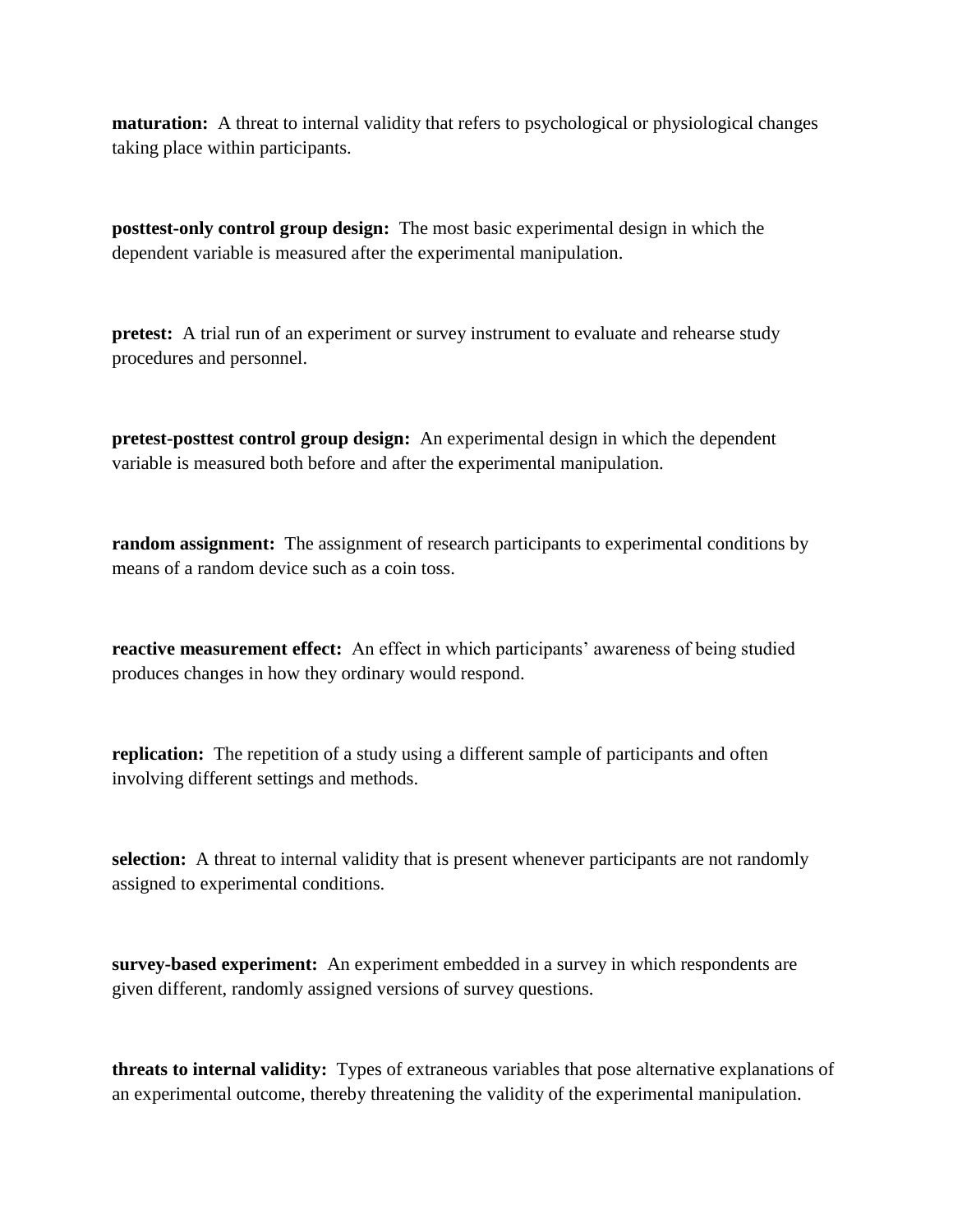**maturation:** A threat to internal validity that refers to psychological or physiological changes taking place within participants.

**posttest-only control group design:** The most basic experimental design in which the dependent variable is measured after the experimental manipulation.

**pretest:** A trial run of an experiment or survey instrument to evaluate and rehearse study procedures and personnel.

**pretest-posttest control group design:** An experimental design in which the dependent variable is measured both before and after the experimental manipulation.

**random assignment:** The assignment of research participants to experimental conditions by means of a random device such as a coin toss.

**reactive measurement effect:** An effect in which participants' awareness of being studied produces changes in how they ordinary would respond.

**replication:** The repetition of a study using a different sample of participants and often involving different settings and methods.

**selection:** A threat to internal validity that is present whenever participants are not randomly assigned to experimental conditions.

**survey-based experiment:** An experiment embedded in a survey in which respondents are given different, randomly assigned versions of survey questions.

**threats to internal validity:** Types of extraneous variables that pose alternative explanations of an experimental outcome, thereby threatening the validity of the experimental manipulation.